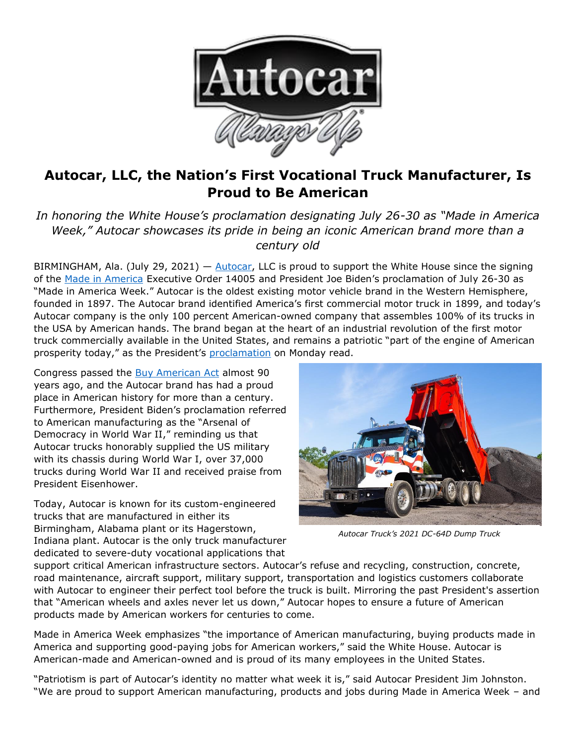# Autocar, LLC, the Nation's First Vocational Truck Manufacturer, Is Proud to Be American

*In honoring the White House's proclamation designating July 26-30 as "Made in America Week," Autocar showcases its pride in being an iconic American brand more than a century old*

BIRMINGHAM, Ala. (July 29, 2021) — Autocar, LLC is proud to support the White House since the signing of the Made in America Executive Order 14005 and President Joe Biden's proclamation of July 26-30 as "Made in America Week." Autocar is the oldest existing motor vehicle brand in the Western Hemisphere, founded in 1897. The Autocar brand identified America's first commercial motor truck in 1899, and today's Autocar company is the only 100 percent American-owned company that assembles 100% of its trucks in the USA by American hands. The brand began at the heart of an industrial revolution of the first motor truck commercially available in the United States, and remains a patriotic "part of the engine of American prosperity today," as the President's proclamation on Monday read.

Congress passed the Buy American Act almost 90 years ago, and the Autocar brand has had a proud place in American history for more than a century. Furthermore, President Biden's proclamation referred to American manufacturing as the "Arsenal of Democracy in World War II," reminding us that Autocar trucks honorably supplied the US military with its chassis during World War I, over 37,000 trucks during World War II and received praise from President Eisenhower.

*Autocar Truck's 2021 DC-64D Dump Truck*

Today, Autocar is known for its custom-engineered trucks that are manufactured in either its Birmingham, Alabama plant or its Hagerstown, Indiana plant. Autocar is the only truck manufacturer dedicated to severe-duty vocational applications that support critical American infrastructure sectors. Autocar's refuse and recycling, construction, concrete, road maintenance, aircraft support, military support, transportation and logistics customers collaborate with Autocar to engineer their perfect tool before the truck is built. Mirroring the past President's assertion that "American wheels and axles never let us down," Autocar hopes to ensure a future of American products made by American workers for centuries to come.

Made in America Week emphasizes "the importance of American manufacturing, buying products made in America and supporting good-paying jobs for American workers," said the White House. Autocar is American-made and American-owned and is proud of its many employees in the United States.

"Patriotism is part of Autocar's identity no matter what week it is," said Autocar President Jim Johnston. "We are proud to support American manufacturing, products and jobs during Made in America Week – and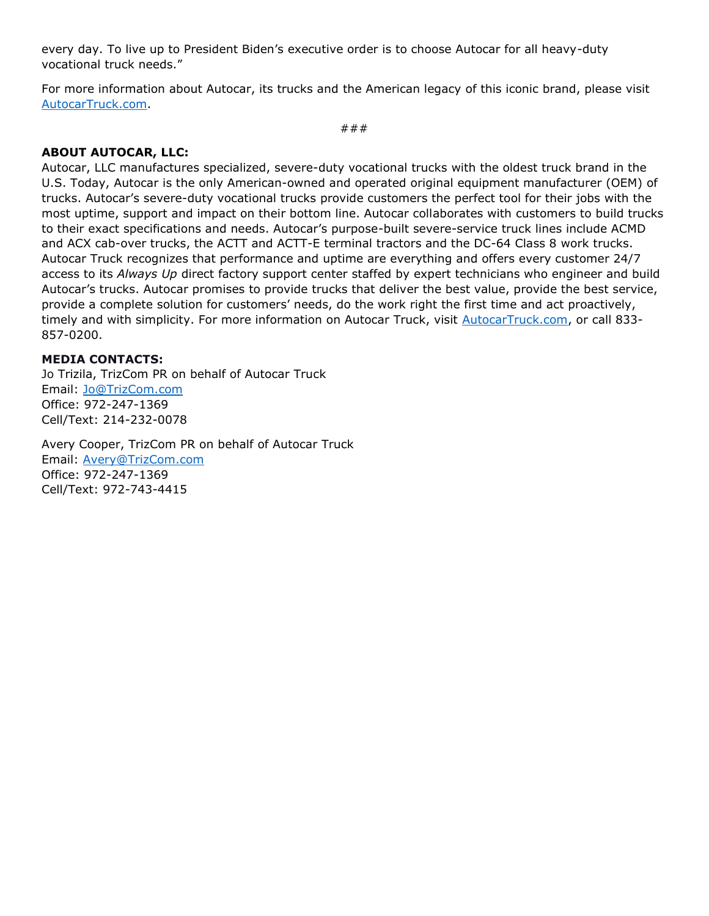every day. To live up to President Biden's executive order is to choose Autocar for all heavy-duty vocational truck needs."

For more information about Autocar, its trucks and the American legacy of this iconic brand, please visit [AutocarTruck.com](AutocarTruck.com).

###

**ABOUT AUTOCAR, LLC:**
Autocar, LLC manufactures specialized, severe-duty vocational trucks with the oldest truck brand in the U.S. Today, Autocar is the only American-owned and operated original equipment manufacturer (OEM) of trucks. Autocar's severe-duty vocational trucks provide customers the perfect tool for their jobs with the most uptime, support and impact on their bottom line. Autocar collaborates with customers to build trucks to their exact specifications and needs. Autocar's purpose-built severe-service truck lines include ACMD and ACX cab-over trucks, the ACTT and ACTT-E terminal tractors and the DC-64 Class 8 work trucks. Autocar Truck recognizes that performance and uptime are everything and offers every customer 24/7 access to its *Always Up* direct factory support center staffed by expert technicians who engineer and build Autocar's trucks. Autocar promises to provide trucks that deliver the best value, provide the best service, provide a complete solution for customers' needs, do the work right the first time and act proactively, timely and with simplicity. For more information on Autocar Truck, visit [AutocarTruck.com](AutocarTruck.com), or call 833-857-0200.

**MEDIA CONTACTS:**
Jo Trizila, TrizCom PR on behalf of Autocar Truck
Email: Jo@TrizCom.com
Office: 972-247-1369
Cell/Text: 214-232-0078

Avery Cooper, TrizCom PR on behalf of Autocar Truck
Email: Avery@TrizCom.com
Office: 972-247-1369
Cell/Text: 972-743-4415